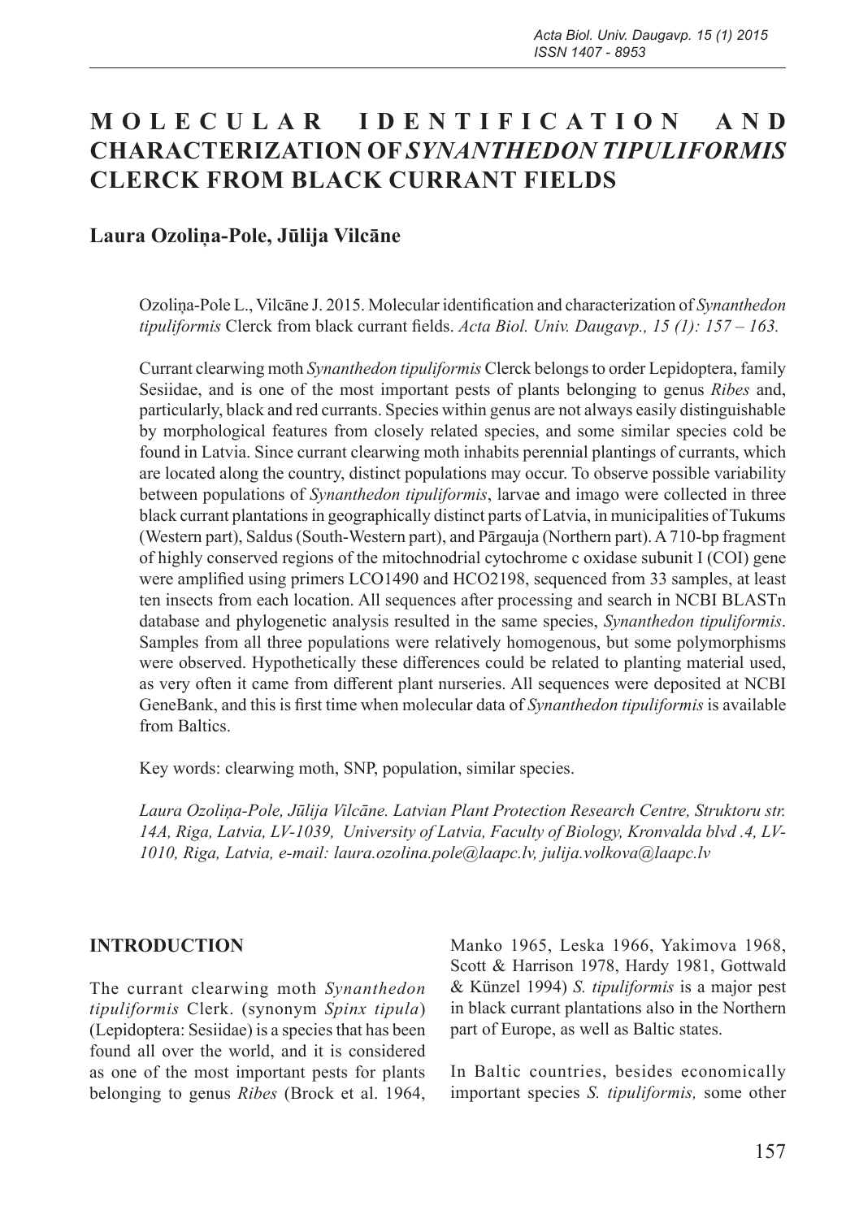# MOLECULAR IDENTIFICATION AND CHARACTERIZATION OF *SYNANTHEDON TIPULIFORMIS* CLERCK FROM BLACK CURRANT FIELDS

**Laura Ozoliņa-Pole, Jūlija Vilcāne**

Ozoliņa-Pole L., Vilcāne J. 2015. Molecular identification and characterization of *Synanthedon tipuliformis* Clerck from black currant fields. *Acta Biol. Univ. Daugavp., 15 (1): 157 – 163.*

Currant clearwing moth *Synanthedon tipuliformis* Clerck belongs to order Lepidoptera, family Sesiidae, and is one of the most important pests of plants belonging to genus *Ribes* and, particularly, black and red currants. Species within genus are not always easily distinguishable by morphological features from closely related species, and some similar species cold be found in Latvia. Since currant clearwing moth inhabits perennial plantings of currants, which are located along the country, distinct populations may occur. To observe possible variability between populations of *Synanthedon tipuliformis*, larvae and imago were collected in three black currant plantations in geographically distinct parts of Latvia, in municipalities of Tukums (Western part), Saldus (South-Western part), and Pārgauja (Northern part). A 710-bp fragment of highly conserved regions of the mitochnodrial cytochrome c oxidase subunit I (COI) gene were amplified using primers LCO1490 and HCO2198, sequenced from 33 samples, at least ten insects from each location. All sequences after processing and search in NCBI BLASTn database and phylogenetic analysis resulted in the same species, *Synanthedon tipuliformis*. Samples from all three populations were relatively homogenous, but some polymorphisms were observed. Hypothetically these differences could be related to planting material used, as very often it came from different plant nurseries. All sequences were deposited at NCBI GeneBank, and this is first time when molecular data of *Synanthedon tipuliformis* is available from Baltics.

Key words: clearwing moth, SNP, population, similar species.

*Laura Ozoliņa-Pole, Jūlija Vilcāne. Latvian Plant Protection Research Centre, Struktoru str. 14A, Riga, Latvia, LV-1039, University of Latvia, Faculty of Biology, Kronvalda blvd .4, LV-1010, Riga, Latvia, e-mail: laura.ozolina.pole@laapc.lv, julija.volkova@laapc.lv*

## INTRODUCTION

The currant clearwing moth *Synanthedon tipuliformis* Clerk. (synonym *Spinx tipula*) (Lepidoptera: Sesiidae) is a species that has been found all over the world, and it is considered as one of the most important pests for plants belonging to genus *Ribes* (Brock et al. 1964, Manko 1965, Leska 1966, Yakimova 1968, Scott & Harrison 1978, Hardy 1981, Gottwald & Künzel 1994) *S. tipuliformis* is a major pest in black currant plantations also in the Northern part of Europe, as well as Baltic states.

In Baltic countries, besides economically important species *S. tipuliformis,* some other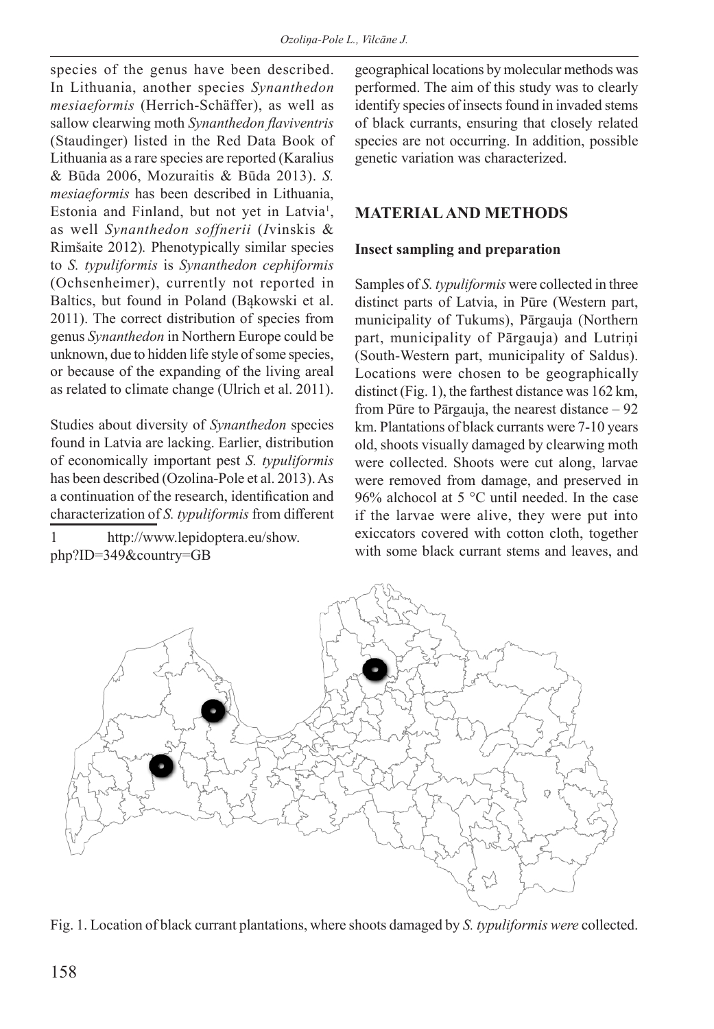species of the genus have been described. In Lithuania, another species *Synanthedon mesiaeformis* (Herrich-Schäffer), as well as sallow clearwing moth *Synanthedon flaviventris* (Staudinger) listed in the Red Data Book of Lithuania as a rare species are reported (Karalius & Būda 2006, Mozuraitis & Būda 2013). *S. mesiaeformis* has been described in Lithuania, Estonia and Finland, but not yet in Latvia[1], as well *Synanthedon soffnerii* (*I*vinskis & Rimšaite 2012)*.* Phenotypically similar species to *S. typuliformis* is *Synanthedon cephiformis* (Ochsenheimer), currently not reported in Baltics, but found in Poland (Bąkowski et al. 2011). The correct distribution of species from genus *Synanthedon* in Northern Europe could be unknown, due to hidden life style of some species, or because of the expanding of the living areal as related to climate change (Ulrich et al. 2011).

Studies about diversity of *Synanthedon* species found in Latvia are lacking. Earlier, distribution of economically important pest *S. typuliformis* has been described (Ozolina-Pole et al. 2013). As a continuation of the research, identification and characterization of *S. typuliformis* from different geographical locations by molecular methods was performed. The aim of this study was to clearly identify species of insects found in invaded stems of black currants, ensuring that closely related species are not occurring. In addition, possible genetic variation was characterized.

1 http://www.lepidoptera.eu/show.php?ID=349&country=GB

## MATERIAL AND METHODS

### Insect sampling and preparation

Samples of *S. typuliformis* were collected in three distinct parts of Latvia, in Pūre (Western part, municipality of Tukums), Pārgauja (Northern part, municipality of Pārgauja) and Lutriņi (South-Western part, municipality of Saldus). Locations were chosen to be geographically distinct (Fig. 1), the farthest distance was 162 km, from Pūre to Pārgauja, the nearest distance – 92 km. Plantations of black currants were 7-10 years old, shoots visually damaged by clearwing moth were collected. Shoots were cut along, larvae were removed from damage, and preserved in 96% alchocol at 5 °C until needed. In the case if the larvae were alive, they were put into exiccators covered with cotton cloth, together with some black currant stems and leaves, and

Fig. 1. Location of black currant plantations, where shoots damaged by *S. typuliformis were* collected.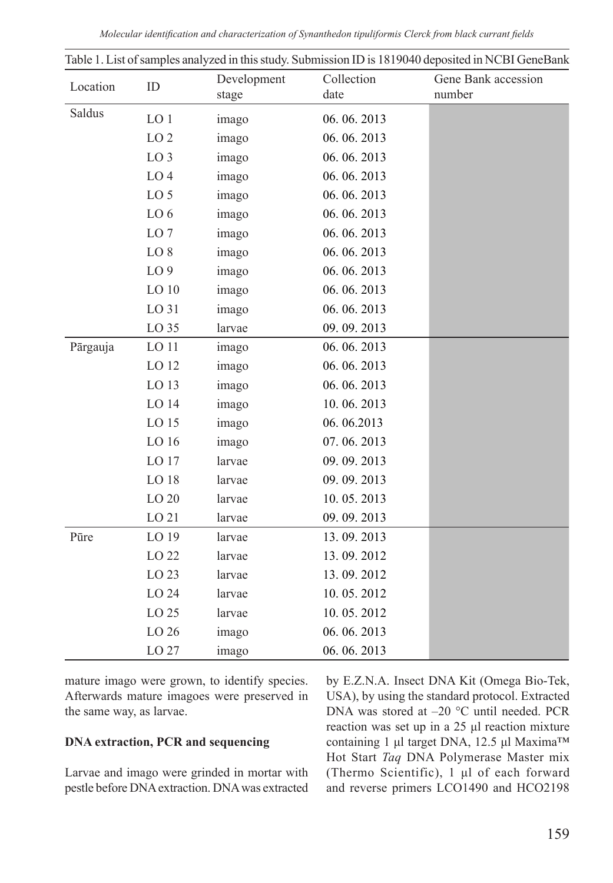Table 1. List of samples analyzed in this study. Submission ID is 1819040 deposited in NCBI GeneBank

| Location | ID | Development stage | Collection date | Gene Bank accession number |
|---|---|---|---|---|
| Saldus | LO 1 | imago | 06. 06. 2013 | |
| | LO 2 | imago | 06. 06. 2013 | |
| | LO 3 | imago | 06. 06. 2013 | |
| | LO 4 | imago | 06. 06. 2013 | |
| | LO 5 | imago | 06. 06. 2013 | |
| | LO 6 | imago | 06. 06. 2013 | |
| | LO 7 | imago | 06. 06. 2013 | |
| | LO 8 | imago | 06. 06. 2013 | |
| | LO 9 | imago | 06. 06. 2013 | |
| | LO 10 | imago | 06. 06. 2013 | |
| | LO 31 | imago | 06. 06. 2013 | |
| | LO 35 | larvae | 09. 09. 2013 | |
| Pārgauja | LO 11 | imago | 06. 06. 2013 | |
| | LO 12 | imago | 06. 06. 2013 | |
| | LO 13 | imago | 06. 06. 2013 | |
| | LO 14 | imago | 10. 06. 2013 | |
| | LO 15 | imago | 06. 06.2013 | |
| | LO 16 | imago | 07. 06. 2013 | |
| | LO 17 | larvae | 09. 09. 2013 | |
| | LO 18 | larvae | 09. 09. 2013 | |
| | LO 20 | larvae | 10. 05. 2013 | |
| | LO 21 | larvae | 09. 09. 2013 | |
| Pūre | LO 19 | larvae | 13. 09. 2013 | |
| | LO 22 | larvae | 13. 09. 2012 | |
| | LO 23 | larvae | 13. 09. 2012 | |
| | LO 24 | larvae | 10. 05. 2012 | |
| | LO 25 | larvae | 10. 05. 2012 | |
| | LO 26 | imago | 06. 06. 2013 | |
| | LO 27 | imago | 06. 06. 2013 | |

mature imago were grown, to identify species. Afterwards mature imagoes were preserved in the same way, as larvae.

**DNA extraction, PCR and sequencing**

Larvae and imago were grinded in mortar with pestle before DNA extraction. DNA was extracted by E.Z.N.A. Insect DNA Kit (Omega Bio-Tek, USA), by using the standard protocol. Extracted DNA was stored at –20 °C until needed. PCR reaction was set up in a 25 µl reaction mixture containing 1 µl target DNA, 12.5 µl Maxima™ Hot Start *Taq* DNA Polymerase Master mix (Thermo Scientific), 1 µl of each forward and reverse primers LCO1490 and HCO2198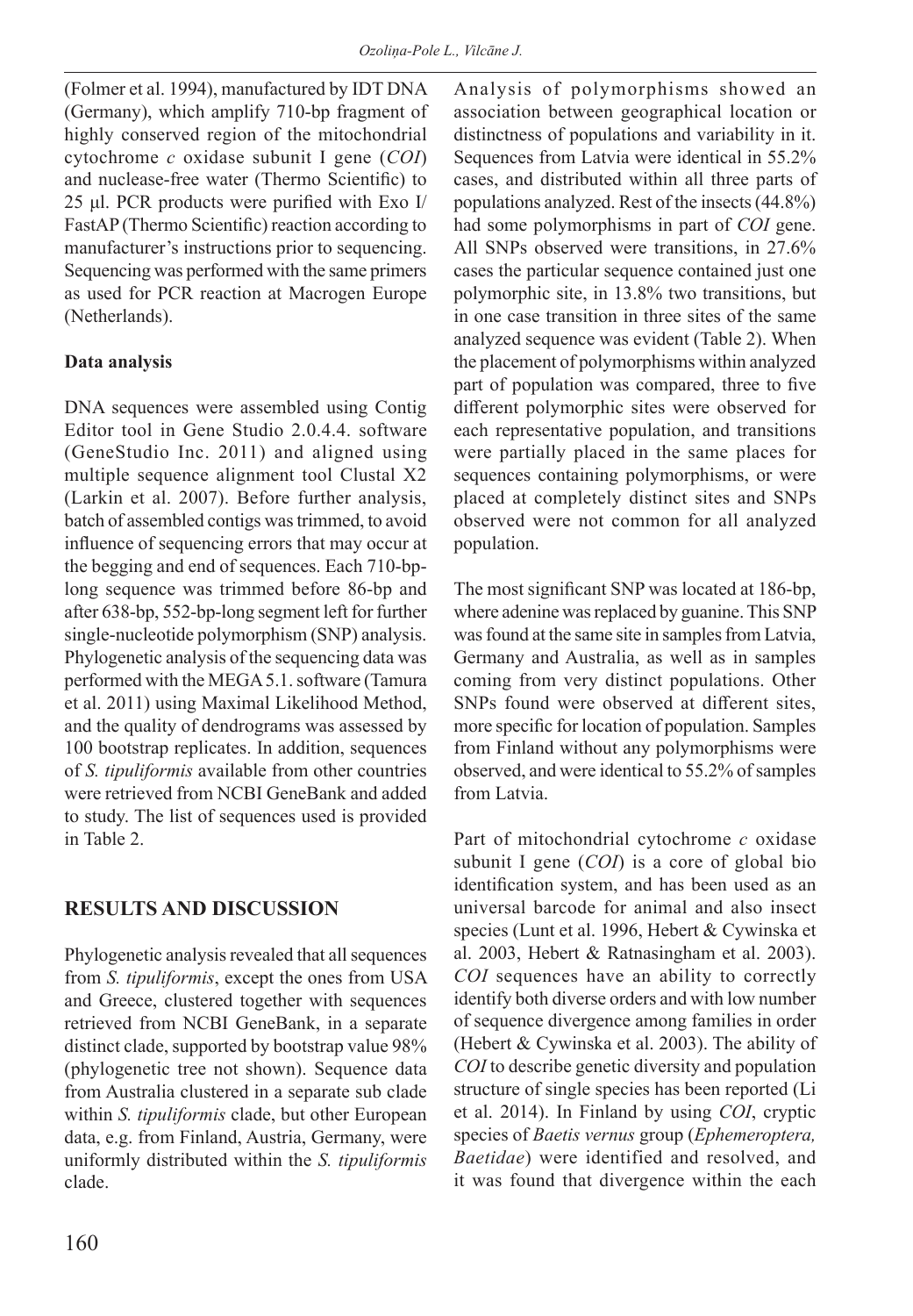(Folmer et al. 1994), manufactured by IDT DNA (Germany), which amplify 710-bp fragment of highly conserved region of the mitochondrial cytochrome *c* oxidase subunit I gene (*COI*) and nuclease-free water (Thermo Scientific) to 25 µl. PCR products were purified with Exo I/ FastAP (Thermo Scientific) reaction according to manufacturer's instructions prior to sequencing. Sequencing was performed with the same primers as used for PCR reaction at Macrogen Europe (Netherlands).

**Data analysis**

DNA sequences were assembled using Contig Editor tool in Gene Studio 2.0.4.4. software (GeneStudio Inc. 2011) and aligned using multiple sequence alignment tool Clustal X2 (Larkin et al. 2007). Before further analysis, batch of assembled contigs was trimmed, to avoid influence of sequencing errors that may occur at the begging and end of sequences. Each 710-bp-long sequence was trimmed before 86-bp and after 638-bp, 552-bp-long segment left for further single-nucleotide polymorphism (SNP) analysis. Phylogenetic analysis of the sequencing data was performed with the MEGA 5.1. software (Tamura et al. 2011) using Maximal Likelihood Method, and the quality of dendrograms was assessed by 100 bootstrap replicates. In addition, sequences of *S. tipuliformis* available from other countries were retrieved from NCBI GeneBank and added to study. The list of sequences used is provided in Table 2.

## RESULTS AND DISCUSSION

Phylogenetic analysis revealed that all sequences from *S. tipuliformis*, except the ones from USA and Greece, clustered together with sequences retrieved from NCBI GeneBank, in a separate distinct clade, supported by bootstrap value 98% (phylogenetic tree not shown). Sequence data from Australia clustered in a separate sub clade within *S. tipuliformis* clade, but other European data, e.g. from Finland, Austria, Germany, were uniformly distributed within the *S. tipuliformis* clade.

Analysis of polymorphisms showed an association between geographical location or distinctness of populations and variability in it. Sequences from Latvia were identical in 55.2% cases, and distributed within all three parts of populations analyzed. Rest of the insects (44.8%) had some polymorphisms in part of *COI* gene. All SNPs observed were transitions, in 27.6% cases the particular sequence contained just one polymorphic site, in 13.8% two transitions, but in one case transition in three sites of the same analyzed sequence was evident (Table 2). When the placement of polymorphisms within analyzed part of population was compared, three to five different polymorphic sites were observed for each representative population, and transitions were partially placed in the same places for sequences containing polymorphisms, or were placed at completely distinct sites and SNPs observed were not common for all analyzed population.

The most significant SNP was located at 186-bp, where adenine was replaced by guanine. This SNP was found at the same site in samples from Latvia, Germany and Australia, as well as in samples coming from very distinct populations. Other SNPs found were observed at different sites, more specific for location of population. Samples from Finland without any polymorphisms were observed, and were identical to 55.2% of samples from Latvia.

Part of mitochondrial cytochrome *c* oxidase subunit I gene (*COI*) is a core of global bio identification system, and has been used as an universal barcode for animal and also insect species (Lunt et al. 1996, Hebert & Cywinska et al. 2003, Hebert & Ratnasingham et al. 2003). *COI* sequences have an ability to correctly identify both diverse orders and with low number of sequence divergence among families in order (Hebert & Cywinska et al. 2003). The ability of *COI* to describe genetic diversity and population structure of single species has been reported (Li et al. 2014). In Finland by using *COI*, cryptic species of *Baetis vernus* group (*Ephemeroptera, Baetidae*) were identified and resolved, and it was found that divergence within the each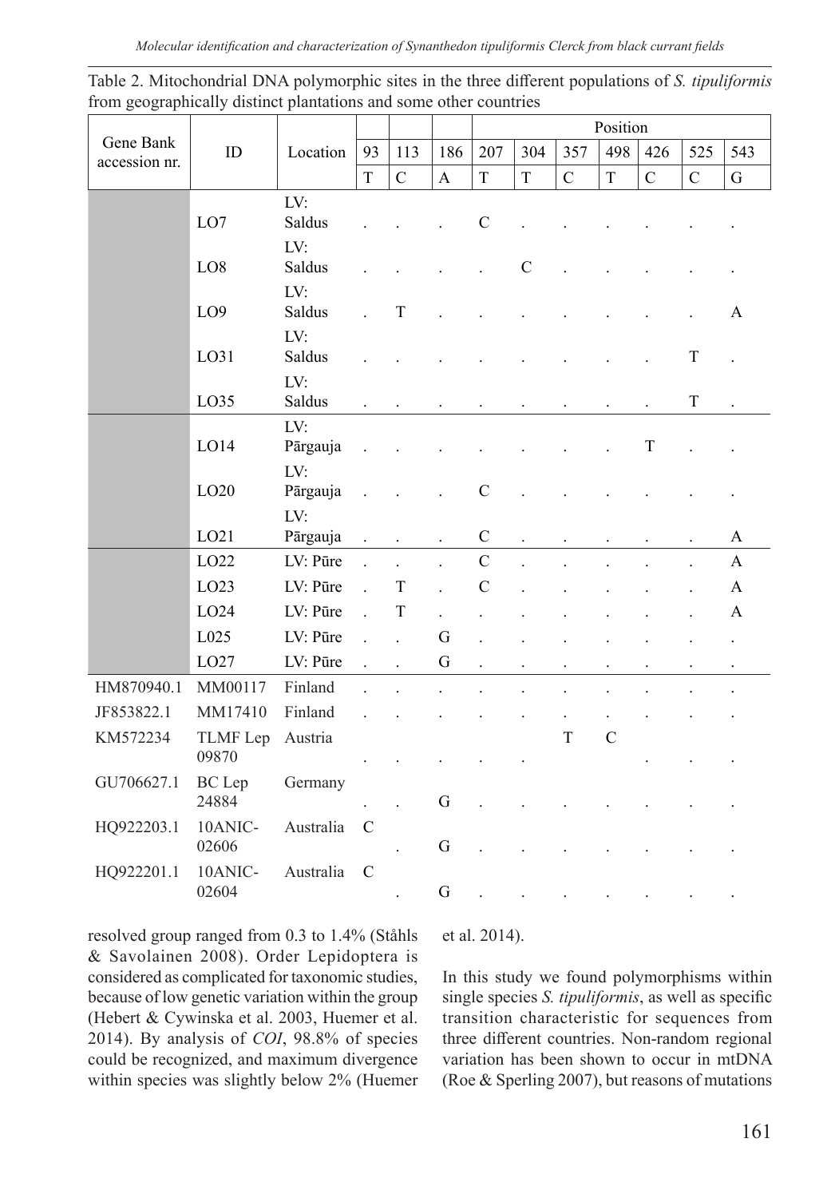Table 2. Mitochondrial DNA polymorphic sites in the three different populations of *S. tipuliformis* from geographically distinct plantations and some other countries

| Gene Bank accession nr. | ID | Location | Position | | | | | | | | | |
|---|---|---|---|---|---|---|---|---|---|---|---|---|
| | | | 93 | 113 | 186 | 207 | 304 | 357 | 498 | 426 | 525 | 543 |
| | | | T | C | A | T | T | C | T | C | C | G |
| | LO7 | LV: Saldus | . | . | . | C | . | . | . | . | . | . |
| | LO8 | LV: Saldus | . | . | . | . | C | . | . | . | . | . |
| | LO9 | LV: Saldus | . | T | . | . | . | . | . | . | . | A |
| | LO31 | LV: Saldus | . | . | . | . | . | . | . | . | T | . |
| | LO35 | LV: Saldus | . | . | . | . | . | . | . | . | T | . |
| | LO14 | LV: Pārgauja | . | . | . | . | . | . | . | T | . | . |
| | LO20 | LV: Pārgauja | . | . | . | C | . | . | . | . | . | . |
| | LO21 | LV: Pārgauja | . | . | . | C | . | . | . | . | . | A |
| | LO22 | LV: Pūre | . | . | . | C | . | . | . | . | . | A |
| | LO23 | LV: Pūre | . | T | . | C | . | . | . | . | . | A |
| | LO24 | LV: Pūre | . | T | . | . | . | . | . | . | . | A |
| | L025 | LV: Pūre | . | . | G | . | . | . | . | . | . | . |
| | LO27 | LV: Pūre | . | . | G | . | . | . | . | . | . | . |
| HM870940.1 | MM00117 | Finland | . | . | . | . | . | . | . | . | . | . |
| JF853822.1 | MM17410 | Finland | . | . | . | . | . | . | . | . | . | . |
| KM572234 | TLMF Lep 09870 | Austria | . | . | . | . | . | T | C | . | . | . |
| GU706627.1 | BC Lep 24884 | Germany | . | . | G | . | . | . | . | . | . | . |
| HQ922203.1 | 10ANIC-02606 | Australia | C | . | G | . | . | . | . | . | . | . |
| HQ922201.1 | 10ANIC-02604 | Australia | C | . | G | . | . | . | . | . | . | . |

resolved group ranged from 0.3 to 1.4% (Ståhls & Savolainen 2008). Order Lepidoptera is considered as complicated for taxonomic studies, because of low genetic variation within the group (Hebert & Cywinska et al. 2003, Huemer et al. 2014). By analysis of *COI*, 98.8% of species could be recognized, and maximum divergence within species was slightly below 2% (Huemer et al. 2014).

In this study we found polymorphisms within single species *S. tipuliformis*, as well as specific transition characteristic for sequences from three different countries. Non-random regional variation has been shown to occur in mtDNA (Roe & Sperling 2007), but reasons of mutations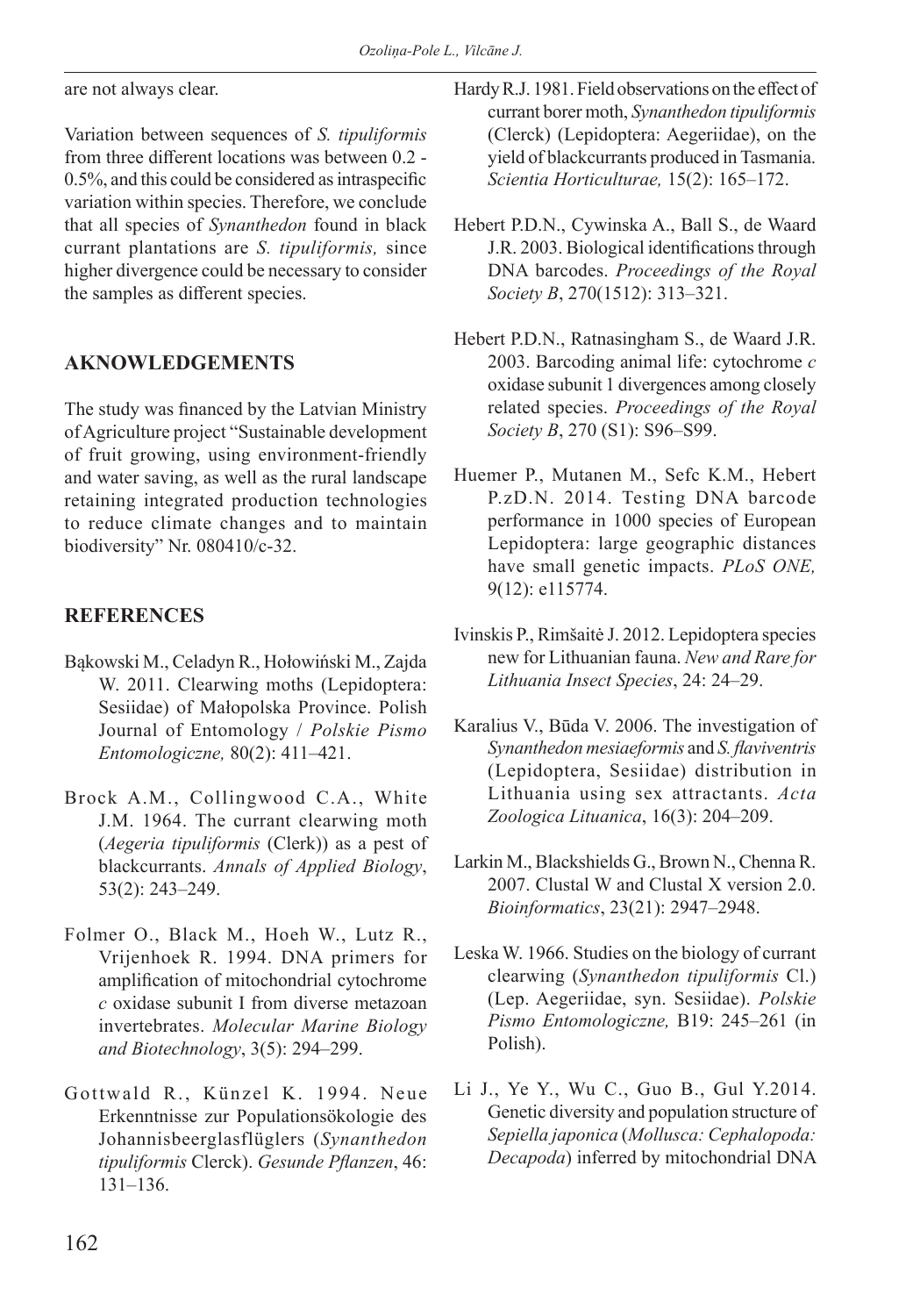are not always clear.

Variation between sequences of *S. tipuliformis* from three different locations was between 0.2 - 0.5%, and this could be considered as intraspecific variation within species. Therefore, we conclude that all species of *Synanthedon* found in black currant plantations are *S. tipuliformis,* since higher divergence could be necessary to consider the samples as different species.

## AKNOWLEDGEMENTS

The study was financed by the Latvian Ministry of Agriculture project "Sustainable development of fruit growing, using environment-friendly and water saving, as well as the rural landscape retaining integrated production technologies to reduce climate changes and to maintain biodiversity" Nr. 080410/c-32.

## REFERENCES

Bąkowski M., Celadyn R., Hołowiński M., Zajda W. 2011. Clearwing moths (Lepidoptera: Sesiidae) of Małopolska Province. Polish Journal of Entomology / *Polskie Pismo Entomologiczne,* 80(2): 411–421.

Brock A.M., Collingwood C.A., White J.M. 1964. The currant clearwing moth (*Aegeria tipuliformis* (Clerk)) as a pest of blackcurrants. *Annals of Applied Biology*, 53(2): 243–249.

Folmer O., Black M., Hoeh W., Lutz R., Vrijenhoek R. 1994. DNA primers for amplification of mitochondrial cytochrome *c* oxidase subunit I from diverse metazoan invertebrates. *Molecular Marine Biology and Biotechnology*, 3(5): 294–299.

Gottwald R., Künzel K. 1994. Neue Erkenntnisse zur Populationsökologie des Johannisbeerglasflüglers (*Synanthedon tipuliformis* Clerck). *Gesunde Pflanzen*, 46: 131–136.

Hardy R.J. 1981. Field observations on the effect of currant borer moth, *Synanthedon tipuliformis* (Clerck) (Lepidoptera: Aegeriidae), on the yield of blackcurrants produced in Tasmania. *Scientia Horticulturae,* 15(2): 165–172.

Hebert P.D.N., Cywinska A., Ball S., de Waard J.R. 2003. Biological identifications through DNA barcodes. *Proceedings of the Royal Society B*, 270(1512): 313–321.

Hebert P.D.N., Ratnasingham S., de Waard J.R. 2003. Barcoding animal life: cytochrome *c* oxidase subunit 1 divergences among closely related species. *Proceedings of the Royal Society B*, 270 (S1): S96–S99.

Huemer P., Mutanen M., Sefc K.M., Hebert P.zD.N. 2014. Testing DNA barcode performance in 1000 species of European Lepidoptera: large geographic distances have small genetic impacts. *PLoS ONE,* 9(12): e115774.

Ivinskis P., Rimšaitė J. 2012. Lepidoptera species new for Lithuanian fauna. *New and Rare for Lithuania Insect Species*, 24: 24–29.

Karalius V., Būda V. 2006. The investigation of *Synanthedon mesiaeformis* and *S. flaviventris* (Lepidoptera, Sesiidae) distribution in Lithuania using sex attractants. *Acta Zoologica Lituanica*, 16(3): 204–209.

Larkin M., Blackshields G., Brown N., Chenna R. 2007. Clustal W and Clustal X version 2.0. *Bioinformatics*, 23(21): 2947–2948.

Leska W. 1966. Studies on the biology of currant clearwing (*Synanthedon tipuliformis* Cl.) (Lep. Aegeriidae, syn. Sesiidae). *Polskie Pismo Entomologiczne,* B19: 245–261 (in Polish).

Li J., Ye Y., Wu C., Guo B., Gul Y.2014. Genetic diversity and population structure of *Sepiella japonica* (*Mollusca: Cephalopoda: Decapoda*) inferred by mitochondrial DNA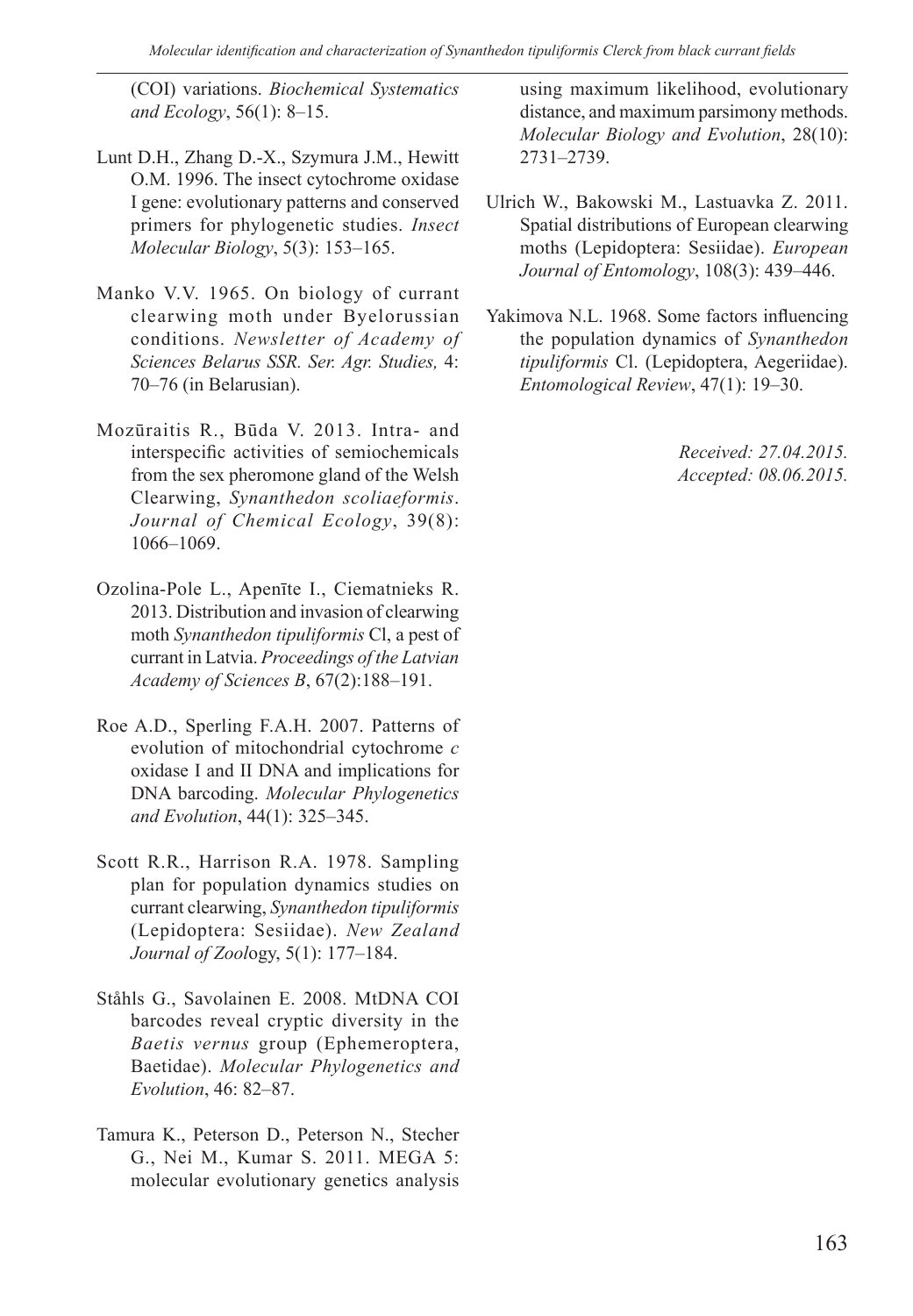(COI) variations. *Biochemical Systematics and Ecology*, 56(1): 8–15.

Lunt D.H., Zhang D.-X., Szymura J.M., Hewitt O.M. 1996. The insect cytochrome oxidase I gene: evolutionary patterns and conserved primers for phylogenetic studies. *Insect Molecular Biology*, 5(3): 153–165.

Manko V.V. 1965. On biology of currant clearwing moth under Byelorussian conditions. *Newsletter of Academy of Sciences Belarus SSR. Ser. Agr. Studies,* 4: 70–76 (in Belarusian).

Mozūraitis R., Būda V. 2013. Intra- and interspecific activities of semiochemicals from the sex pheromone gland of the Welsh Clearwing, *Synanthedon scoliaeformis*. *Journal of Chemical Ecology*, 39(8): 1066–1069.

Ozolina-Pole L., Apenīte I., Ciematnieks R. 2013. Distribution and invasion of clearwing moth *Synanthedon tipuliformis* Cl, a pest of currant in Latvia. *Proceedings of the Latvian Academy of Sciences B*, 67(2):188–191.

Roe A.D., Sperling F.A.H. 2007. Patterns of evolution of mitochondrial cytochrome *c* oxidase I and II DNA and implications for DNA barcoding. *Molecular Phylogenetics and Evolution*, 44(1): 325–345.

Scott R.R., Harrison R.A. 1978. Sampling plan for population dynamics studies on currant clearwing, *Synanthedon tipuliformis* (Lepidoptera: Sesiidae). *New Zealand Journal of Zool*ogy, 5(1): 177–184.

Ståhls G., Savolainen E. 2008. MtDNA COI barcodes reveal cryptic diversity in the *Baetis vernus* group (Ephemeroptera, Baetidae). *Molecular Phylogenetics and Evolution*, 46: 82–87.

Tamura K., Peterson D., Peterson N., Stecher G., Nei M., Kumar S. 2011. MEGA 5: molecular evolutionary genetics analysis using maximum likelihood, evolutionary distance, and maximum parsimony methods. *Molecular Biology and Evolution*, 28(10): 2731–2739.

Ulrich W., Bakowski M., Lastuavka Z. 2011. Spatial distributions of European clearwing moths (Lepidoptera: Sesiidae). *European Journal of Entomology*, 108(3): 439–446.

Yakimova N.L. 1968. Some factors influencing the population dynamics of *Synanthedon tipuliformis* Cl. (Lepidoptera, Aegeriidae). *Entomological Review*, 47(1): 19–30.

*Received: 27.04.2015.*
*Accepted: 08.06.2015.*